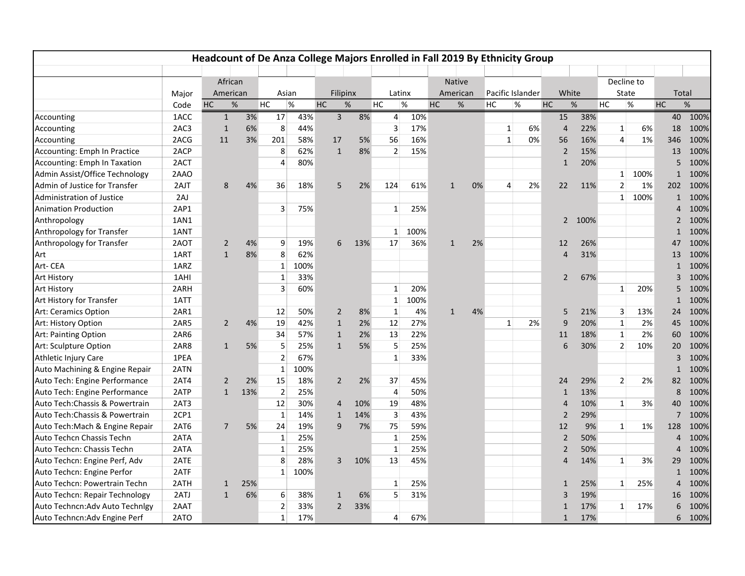# Headcount of De Anza College Majors Enrolled in Fall 2019 By Ethnicity Group

| | Major Code | African American | | Asian | | Filipinx | | Latinx | | Native American | | Pacific Islander | | White | | Decline to State | | Total | |
|---|---|---|---|---|---|---|---|---|---|---|---|---|---|---|---|---|---|---|---|
| | | HC | % | HC | % | HC | % | HC | % | HC | % | HC | % | HC | % | HC | % | HC | % |
| Accounting | 1ACC | 1 | 3% | 17 | 43% | 3 | 8% | 4 | 10% | | | | | 15 | 38% | | | 40 | 100% |
| Accounting | 2AC3 | 1 | 6% | 8 | 44% | | | 3 | 17% | | | 1 | 6% | 4 | 22% | 1 | 6% | 18 | 100% |
| Accounting | 2ACG | 11 | 3% | 201 | 58% | 17 | 5% | 56 | 16% | | | 1 | 0% | 56 | 16% | 4 | 1% | 346 | 100% |
| Accounting: Emph In Practice | 2ACP | | | 8 | 62% | 1 | 8% | 2 | 15% | | | | | 2 | 15% | | | 13 | 100% |
| Accounting: Emph In Taxation | 2ACT | | | 4 | 80% | | | | | | | | | 1 | 20% | | | 5 | 100% |
| Admin Assist/Office Technology | 2AAO | | | | | | | | | | | | | | | 1 | 100% | 1 | 100% |
| Admin of Justice for Transfer | 2AJT | 8 | 4% | 36 | 18% | 5 | 2% | 124 | 61% | 1 | 0% | 4 | 2% | 22 | 11% | 2 | 1% | 202 | 100% |
| Administration of Justice | 2AJ | | | | | | | | | | | | | | | 1 | 100% | 1 | 100% |
| Animation Production | 2AP1 | | | 3 | 75% | | | 1 | 25% | | | | | | | | | 4 | 100% |
| Anthropology | 1AN1 | | | | | | | | | | | | | 2 | 100% | | | 2 | 100% |
| Anthropology for Transfer | 1ANT | | | | | | | 1 | 100% | | | | | | | | | 1 | 100% |
| Anthropology for Transfer | 2AOT | 2 | 4% | 9 | 19% | 6 | 13% | 17 | 36% | 1 | 2% | | | 12 | 26% | | | 47 | 100% |
| Art | 1ART | 1 | 8% | 8 | 62% | | | | | | | | | 4 | 31% | | | 13 | 100% |
| Art- CEA | 1ARZ | | | 1 | 100% | | | | | | | | | | | | | 1 | 100% |
| Art History | 1AHI | | | 1 | 33% | | | | | | | | | 2 | 67% | | | 3 | 100% |
| Art History | 2ARH | | | 3 | 60% | | | 1 | 20% | | | | | | | 1 | 20% | 5 | 100% |
| Art History for Transfer | 1ATT | | | | | | | 1 | 100% | | | | | | | | | 1 | 100% |
| Art: Ceramics Option | 2AR1 | | | 12 | 50% | 2 | 8% | 1 | 4% | 1 | 4% | | | 5 | 21% | 3 | 13% | 24 | 100% |
| Art: History Option | 2AR5 | 2 | 4% | 19 | 42% | 1 | 2% | 12 | 27% | | | 1 | 2% | 9 | 20% | 1 | 2% | 45 | 100% |
| Art: Painting Option | 2AR6 | | | 34 | 57% | 1 | 2% | 13 | 22% | | | | | 11 | 18% | 1 | 2% | 60 | 100% |
| Art: Sculpture Option | 2AR8 | 1 | 5% | 5 | 25% | 1 | 5% | 5 | 25% | | | | | 6 | 30% | 2 | 10% | 20 | 100% |
| Athletic Injury Care | 1PEA | | | 2 | 67% | | | 1 | 33% | | | | | | | | | 3 | 100% |
| Auto Machining & Engine Repair | 2ATN | | | 1 | 100% | | | | | | | | | | | | | 1 | 100% |
| Auto Tech: Engine Performance | 2AT4 | 2 | 2% | 15 | 18% | 2 | 2% | 37 | 45% | | | | | 24 | 29% | 2 | 2% | 82 | 100% |
| Auto Tech: Engine Performance | 2ATP | 1 | 13% | 2 | 25% | | | 4 | 50% | | | | | 1 | 13% | | | 8 | 100% |
| Auto Tech:Chassis & Powertrain | 2AT3 | | | 12 | 30% | 4 | 10% | 19 | 48% | | | | | 4 | 10% | 1 | 3% | 40 | 100% |
| Auto Tech:Chassis & Powertrain | 2CP1 | | | 1 | 14% | 1 | 14% | 3 | 43% | | | | | 2 | 29% | | | 7 | 100% |
| Auto Tech:Mach & Engine Repair | 2AT6 | 7 | 5% | 24 | 19% | 9 | 7% | 75 | 59% | | | | | 12 | 9% | 1 | 1% | 128 | 100% |
| Auto Techcn Chassis Techn | 2ATA | | | 1 | 25% | | | 1 | 25% | | | | | 2 | 50% | | | 4 | 100% |
| Auto Techcn: Chassis Techn | 2ATA | | | 1 | 25% | | | 1 | 25% | | | | | 2 | 50% | | | 4 | 100% |
| Auto Techcn: Engine Perf, Adv | 2ATE | | | 8 | 28% | 3 | 10% | 13 | 45% | | | | | 4 | 14% | 1 | 3% | 29 | 100% |
| Auto Techcn: Engine Perfor | 2ATF | | | 1 | 100% | | | | | | | | | | | | | 1 | 100% |
| Auto Techcn: Powertrain Techn | 2ATH | 1 | 25% | | | | | 1 | 25% | | | | | 1 | 25% | 1 | 25% | 4 | 100% |
| Auto Techcn: Repair Technology | 2ATJ | 1 | 6% | 6 | 38% | 1 | 6% | 5 | 31% | | | | | 3 | 19% | | | 16 | 100% |
| Auto Techncn:Adv Auto Technlgy | 2AAT | | | 2 | 33% | 2 | 33% | | | | | | | 1 | 17% | 1 | 17% | 6 | 100% |
| Auto Techncn:Adv Engine Perf | 2ATO | | | 1 | 17% | | | 4 | 67% | | | | | 1 | 17% | | | 6 | 100% |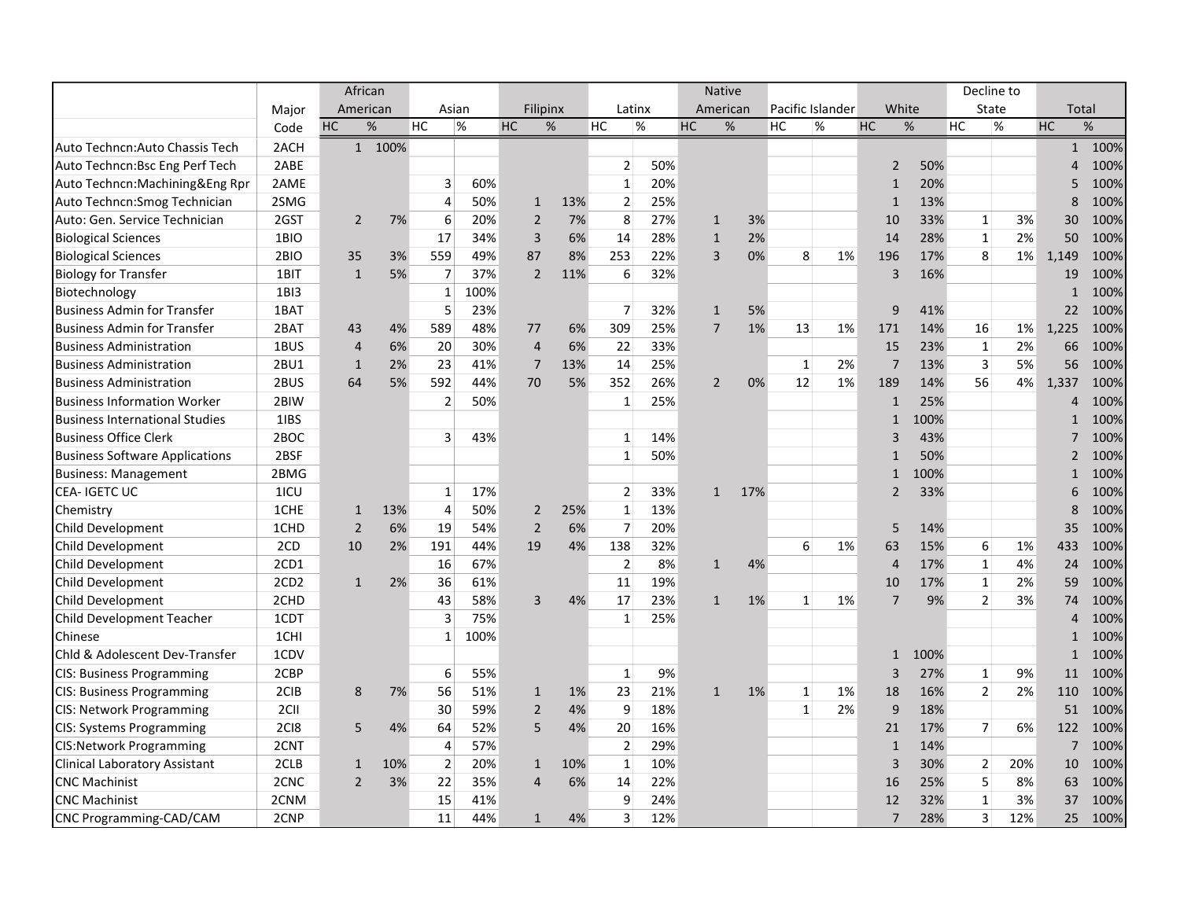| | Major Code | African American | | Asian | | Filipinx | | Latinx | | Native American | | Pacific Islander | | White | | Decline to State | | Total | |
|---|---|---|---|---|---|---|---|---|---|---|---|---|---|---|---|---|---|---|---|
| | | HC | % | HC | % | HC | % | HC | % | HC | % | HC | % | HC | % | HC | % | HC | % |
| Auto Techncn:Auto Chassis Tech | 2ACH | 1 | 100% | | | | | | | | | | | | | | | 1 | 100% |
| Auto Techncn:Bsc Eng Perf Tech | 2ABE | | | | | | | 2 | 50% | | | | | 2 | 50% | | | 4 | 100% |
| Auto Techncn:Machining&Eng Rpr | 2AME | | | 3 | 60% | | | 1 | 20% | | | | | 1 | 20% | | | 5 | 100% |
| Auto Techncn:Smog Technician | 2SMG | | | 4 | 50% | 1 | 13% | 2 | 25% | | | | | 1 | 13% | | | 8 | 100% |
| Auto: Gen. Service Technician | 2GST | 2 | 7% | 6 | 20% | 2 | 7% | 8 | 27% | 1 | 3% | | | 10 | 33% | 1 | 3% | 30 | 100% |
| Biological Sciences | 1BIO | | | 17 | 34% | 3 | 6% | 14 | 28% | 1 | 2% | | | 14 | 28% | 1 | 2% | 50 | 100% |
| Biological Sciences | 2BIO | 35 | 3% | 559 | 49% | 87 | 8% | 253 | 22% | 3 | 0% | 8 | 1% | 196 | 17% | 8 | 1% | 1,149 | 100% |
| Biology for Transfer | 1BIT | 1 | 5% | 7 | 37% | 2 | 11% | 6 | 32% | | | | | 3 | 16% | | | 19 | 100% |
| Biotechnology | 1BI3 | | | 1 | 100% | | | | | | | | | | | | | 1 | 100% |
| Business Admin for Transfer | 1BAT | | | 5 | 23% | | | 7 | 32% | 1 | 5% | | | 9 | 41% | | | 22 | 100% |
| Business Admin for Transfer | 2BAT | 43 | 4% | 589 | 48% | 77 | 6% | 309 | 25% | 7 | 1% | 13 | 1% | 171 | 14% | 16 | 1% | 1,225 | 100% |
| Business Administration | 1BUS | 4 | 6% | 20 | 30% | 4 | 6% | 22 | 33% | | | | | 15 | 23% | 1 | 2% | 66 | 100% |
| Business Administration | 2BU1 | 1 | 2% | 23 | 41% | 7 | 13% | 14 | 25% | | | 1 | 2% | 7 | 13% | 3 | 5% | 56 | 100% |
| Business Administration | 2BUS | 64 | 5% | 592 | 44% | 70 | 5% | 352 | 26% | 2 | 0% | 12 | 1% | 189 | 14% | 56 | 4% | 1,337 | 100% |
| Business Information Worker | 2BIW | | | 2 | 50% | | | 1 | 25% | | | | | 1 | 25% | | | 4 | 100% |
| Business International Studies | 1IBS | | | | | | | | | | | | | 1 | 100% | | | 1 | 100% |
| Business Office Clerk | 2BOC | | | 3 | 43% | | | 1 | 14% | | | | | 3 | 43% | | | 7 | 100% |
| Business Software Applications | 2BSF | | | | | | | 1 | 50% | | | | | 1 | 50% | | | 2 | 100% |
| Business: Management | 2BMG | | | | | | | | | | | | | 1 | 100% | | | 1 | 100% |
| CEA- IGETC UC | 1ICU | | | 1 | 17% | | | 2 | 33% | 1 | 17% | | | 2 | 33% | | | 6 | 100% |
| Chemistry | 1CHE | 1 | 13% | 4 | 50% | 2 | 25% | 1 | 13% | | | | | | | | | 8 | 100% |
| Child Development | 1CHD | 2 | 6% | 19 | 54% | 2 | 6% | 7 | 20% | | | | | 5 | 14% | | | 35 | 100% |
| Child Development | 2CD | 10 | 2% | 191 | 44% | 19 | 4% | 138 | 32% | | | 6 | 1% | 63 | 15% | 6 | 1% | 433 | 100% |
| Child Development | 2CD1 | | | 16 | 67% | | | 2 | 8% | 1 | 4% | | | 4 | 17% | 1 | 4% | 24 | 100% |
| Child Development | 2CD2 | 1 | 2% | 36 | 61% | | | 11 | 19% | | | | | 10 | 17% | 1 | 2% | 59 | 100% |
| Child Development | 2CHD | | | 43 | 58% | 3 | 4% | 17 | 23% | 1 | 1% | 1 | 1% | 7 | 9% | 2 | 3% | 74 | 100% |
| Child Development Teacher | 1CDT | | | 3 | 75% | | | 1 | 25% | | | | | | | | | 4 | 100% |
| Chinese | 1CHI | | | 1 | 100% | | | | | | | | | | | | | 1 | 100% |
| Chld & Adolescent Dev-Transfer | 1CDV | | | | | | | | | | | | | 1 | 100% | | | 1 | 100% |
| CIS: Business Programming | 2CBP | | | 6 | 55% | | | 1 | 9% | | | | | 3 | 27% | 1 | 9% | 11 | 100% |
| CIS: Business Programming | 2CIB | 8 | 7% | 56 | 51% | 1 | 1% | 23 | 21% | 1 | 1% | 1 | 1% | 18 | 16% | 2 | 2% | 110 | 100% |
| CIS: Network Programming | 2CII | | | 30 | 59% | 2 | 4% | 9 | 18% | | | 1 | 2% | 9 | 18% | | | 51 | 100% |
| CIS: Systems Programming | 2CI8 | 5 | 4% | 64 | 52% | 5 | 4% | 20 | 16% | | | | | 21 | 17% | 7 | 6% | 122 | 100% |
| CIS:Network Programming | 2CNT | | | 4 | 57% | | | 2 | 29% | | | | | 1 | 14% | | | 7 | 100% |
| Clinical Laboratory Assistant | 2CLB | 1 | 10% | 2 | 20% | 1 | 10% | 1 | 10% | | | | | 3 | 30% | 2 | 20% | 10 | 100% |
| CNC Machinist | 2CNC | 2 | 3% | 22 | 35% | 4 | 6% | 14 | 22% | | | | | 16 | 25% | 5 | 8% | 63 | 100% |
| CNC Machinist | 2CNM | | | 15 | 41% | | | 9 | 24% | | | | | 12 | 32% | 1 | 3% | 37 | 100% |
| CNC Programming-CAD/CAM | 2CNP | | | 11 | 44% | 1 | 4% | 3 | 12% | | | | | 7 | 28% | 3 | 12% | 25 | 100% |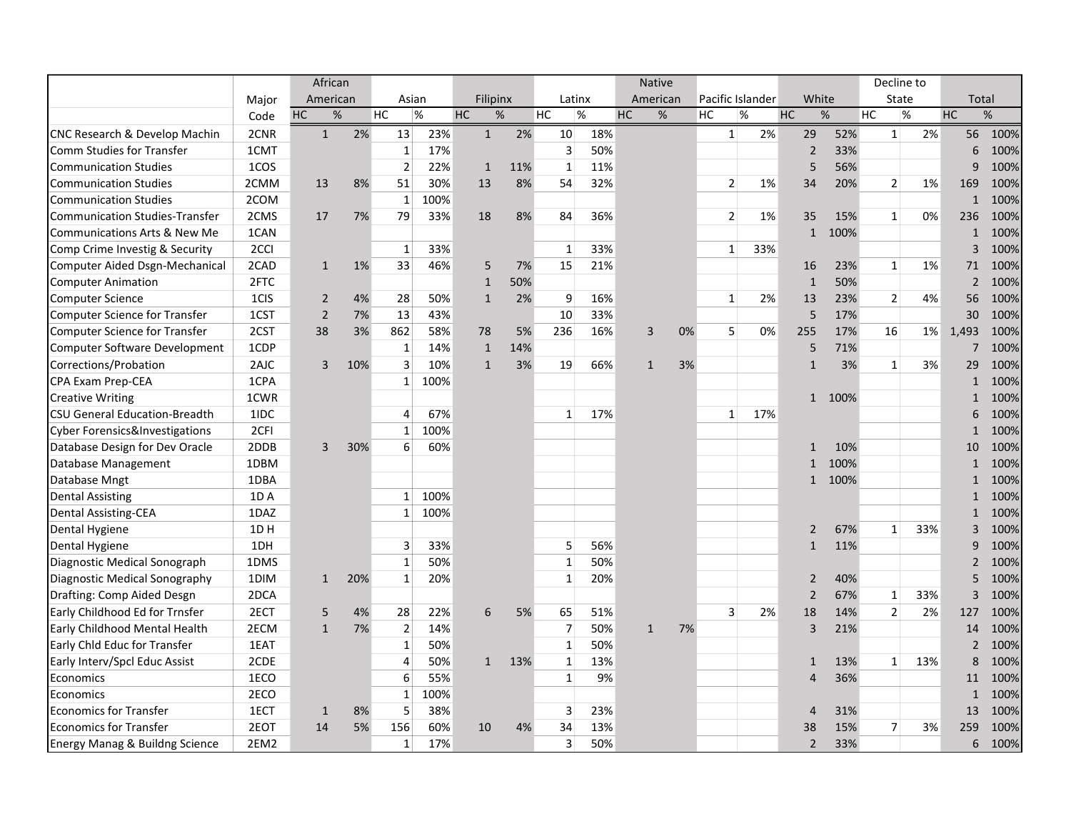| | Major Code | African American | | Asian | | Filipinx | | Latinx | | Native American | | Pacific Islander | | White | | Decline to State | | Total | |
|---|---|---|---|---|---|---|---|---|---|---|---|---|---|---|---|---|---|---|---|
| | | HC | % | HC | % | HC | % | HC | % | HC | % | HC | % | HC | % | HC | % | HC | % |
| CNC Research & Develop Machin | 2CNR | 1 | 2% | 13 | 23% | 1 | 2% | 10 | 18% | | | 1 | 2% | 29 | 52% | 1 | 2% | 56 | 100% |
| Comm Studies for Transfer | 1CMT | | | 1 | 17% | | | 3 | 50% | | | | | 2 | 33% | | | 6 | 100% |
| Communication Studies | 1COS | | | 2 | 22% | 1 | 11% | 1 | 11% | | | | | 5 | 56% | | | 9 | 100% |
| Communication Studies | 2CMM | 13 | 8% | 51 | 30% | 13 | 8% | 54 | 32% | | | 2 | 1% | 34 | 20% | 2 | 1% | 169 | 100% |
| Communication Studies | 2COM | | | 1 | 100% | | | | | | | | | | | | | 1 | 100% |
| Communication Studies-Transfer | 2CMS | 17 | 7% | 79 | 33% | 18 | 8% | 84 | 36% | | | 2 | 1% | 35 | 15% | 1 | 0% | 236 | 100% |
| Communications Arts & New Me | 1CAN | | | | | | | | | | | | | 1 | 100% | | | 1 | 100% |
| Comp Crime Investig & Security | 2CCI | | | 1 | 33% | | | 1 | 33% | | | 1 | 33% | | | | | 3 | 100% |
| Computer Aided Dsgn-Mechanical | 2CAD | 1 | 1% | 33 | 46% | 5 | 7% | 15 | 21% | | | | | 16 | 23% | 1 | 1% | 71 | 100% |
| Computer Animation | 2FTC | | | | | 1 | 50% | | | | | | | 1 | 50% | | | 2 | 100% |
| Computer Science | 1CIS | 2 | 4% | 28 | 50% | 1 | 2% | 9 | 16% | | | 1 | 2% | 13 | 23% | 2 | 4% | 56 | 100% |
| Computer Science for Transfer | 1CST | 2 | 7% | 13 | 43% | | | 10 | 33% | | | | | 5 | 17% | | | 30 | 100% |
| Computer Science for Transfer | 2CST | 38 | 3% | 862 | 58% | 78 | 5% | 236 | 16% | 3 | 0% | 5 | 0% | 255 | 17% | 16 | 1% | 1,493 | 100% |
| Computer Software Development | 1CDP | | | 1 | 14% | 1 | 14% | | | | | | | 5 | 71% | | | 7 | 100% |
| Corrections/Probation | 2AJC | 3 | 10% | 3 | 10% | 1 | 3% | 19 | 66% | 1 | 3% | | | 1 | 3% | 1 | 3% | 29 | 100% |
| CPA Exam Prep-CEA | 1CPA | | | 1 | 100% | | | | | | | | | | | | | 1 | 100% |
| Creative Writing | 1CWR | | | | | | | | | | | | | 1 | 100% | | | 1 | 100% |
| CSU General Education-Breadth | 1IDC | | | 4 | 67% | | | 1 | 17% | | | 1 | 17% | | | | | 6 | 100% |
| Cyber Forensics&Investigations | 2CFI | | | 1 | 100% | | | | | | | | | | | | | 1 | 100% |
| Database Design for Dev Oracle | 2DDB | 3 | 30% | 6 | 60% | | | | | | | | | 1 | 10% | | | 10 | 100% |
| Database Management | 1DBM | | | | | | | | | | | | | 1 | 100% | | | 1 | 100% |
| Database Mngt | 1DBA | | | | | | | | | | | | | 1 | 100% | | | 1 | 100% |
| Dental Assisting | 1D A | | | 1 | 100% | | | | | | | | | | | | | 1 | 100% |
| Dental Assisting-CEA | 1DAZ | | | 1 | 100% | | | | | | | | | | | | | 1 | 100% |
| Dental Hygiene | 1D H | | | | | | | | | | | | | 2 | 67% | 1 | 33% | 3 | 100% |
| Dental Hygiene | 1DH | | | 3 | 33% | | | 5 | 56% | | | | | 1 | 11% | | | 9 | 100% |
| Diagnostic Medical Sonograph | 1DMS | | | 1 | 50% | | | 1 | 50% | | | | | | | | | 2 | 100% |
| Diagnostic Medical Sonography | 1DIM | 1 | 20% | 1 | 20% | | | 1 | 20% | | | | | 2 | 40% | | | 5 | 100% |
| Drafting: Comp Aided Desgn | 2DCA | | | | | | | | | | | | | 2 | 67% | 1 | 33% | 3 | 100% |
| Early Childhood Ed for Trnsfer | 2ECT | 5 | 4% | 28 | 22% | 6 | 5% | 65 | 51% | | | 3 | 2% | 18 | 14% | 2 | 2% | 127 | 100% |
| Early Childhood Mental Health | 2ECM | 1 | 7% | 2 | 14% | | | 7 | 50% | 1 | 7% | | | 3 | 21% | | | 14 | 100% |
| Early Chld Educ for Transfer | 1EAT | | | 1 | 50% | | | 1 | 50% | | | | | | | | | 2 | 100% |
| Early Interv/Spcl Educ Assist | 2CDE | | | 4 | 50% | 1 | 13% | 1 | 13% | | | | | 1 | 13% | 1 | 13% | 8 | 100% |
| Economics | 1ECO | | | 6 | 55% | | | 1 | 9% | | | | | 4 | 36% | | | 11 | 100% |
| Economics | 2ECO | | | 1 | 100% | | | | | | | | | | | | | 1 | 100% |
| Economics for Transfer | 1ECT | 1 | 8% | 5 | 38% | | | 3 | 23% | | | | | 4 | 31% | | | 13 | 100% |
| Economics for Transfer | 2EOT | 14 | 5% | 156 | 60% | 10 | 4% | 34 | 13% | | | | | 38 | 15% | 7 | 3% | 259 | 100% |
| Energy Manag & Buildng Science | 2EM2 | | | 1 | 17% | | | 3 | 50% | | | | | 2 | 33% | | | 6 | 100% |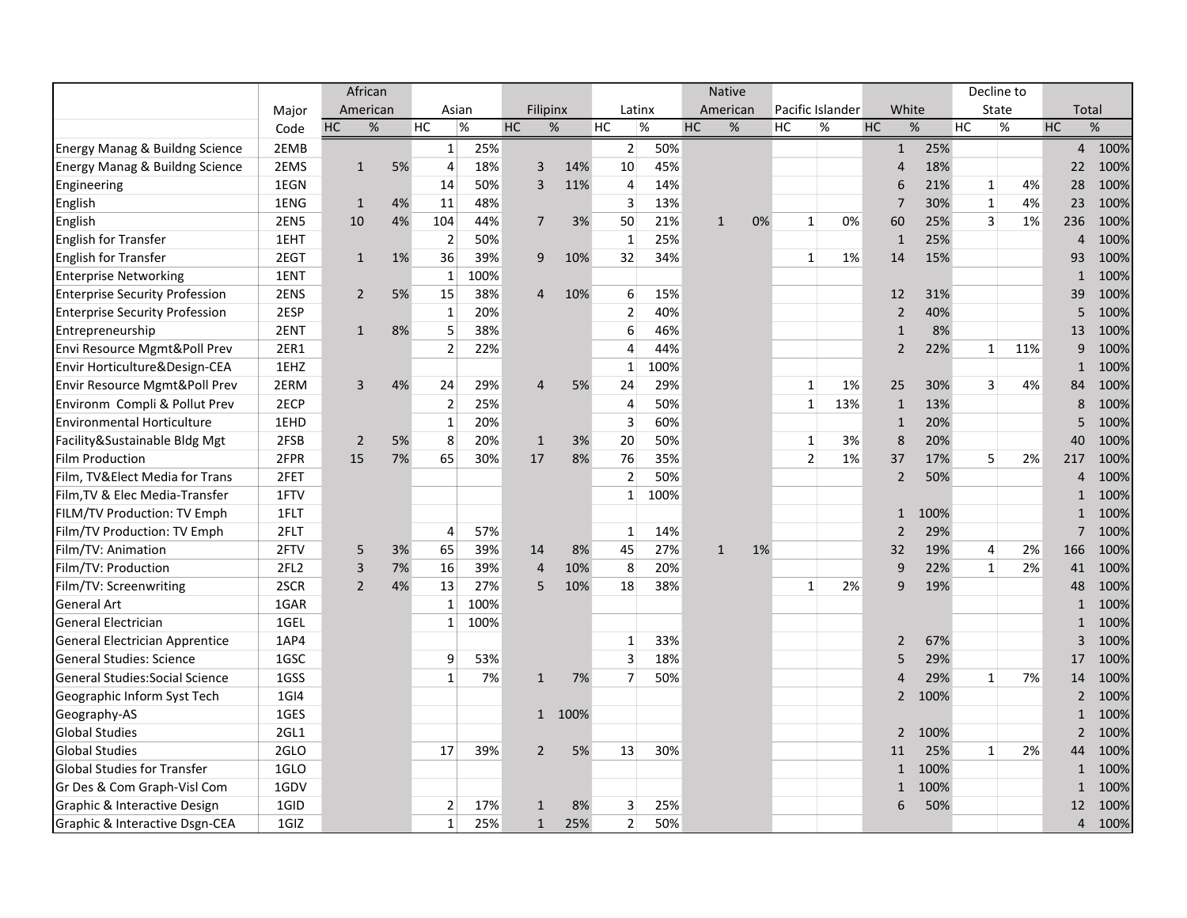| | Major Code | African American | | Asian | | Filipinx | | Latinx | | Native American | | Pacific Islander | | White | | Decline to State | | Total | |
|---|---|---|---|---|---|---|---|---|---|---|---|---|---|---|---|---|---|---|---|
| | | HC | % | HC | % | HC | % | HC | % | HC | % | HC | % | HC | % | HC | % | HC | % |
| Energy Manag & Buildng Science | 2EMB | | | 1 | 25% | | | 2 | 50% | | | | | 1 | 25% | | | 4 | 100% |
| Energy Manag & Buildng Science | 2EMS | 1 | 5% | 4 | 18% | 3 | 14% | 10 | 45% | | | | | 4 | 18% | | | 22 | 100% |
| Engineering | 1EGN | | | 14 | 50% | 3 | 11% | 4 | 14% | | | | | 6 | 21% | 1 | 4% | 28 | 100% |
| English | 1ENG | 1 | 4% | 11 | 48% | | | 3 | 13% | | | | | 7 | 30% | 1 | 4% | 23 | 100% |
| English | 2EN5 | 10 | 4% | 104 | 44% | 7 | 3% | 50 | 21% | 1 | 0% | 1 | 0% | 60 | 25% | 3 | 1% | 236 | 100% |
| English for Transfer | 1EHT | | | 2 | 50% | | | 1 | 25% | | | | | 1 | 25% | | | 4 | 100% |
| English for Transfer | 2EGT | 1 | 1% | 36 | 39% | 9 | 10% | 32 | 34% | | | 1 | 1% | 14 | 15% | | | 93 | 100% |
| Enterprise Networking | 1ENT | | | 1 | 100% | | | | | | | | | | | | | 1 | 100% |
| Enterprise Security Profession | 2ENS | 2 | 5% | 15 | 38% | 4 | 10% | 6 | 15% | | | | | 12 | 31% | | | 39 | 100% |
| Enterprise Security Profession | 2ESP | | | 1 | 20% | | | 2 | 40% | | | | | 2 | 40% | | | 5 | 100% |
| Entrepreneurship | 2ENT | 1 | 8% | 5 | 38% | | | 6 | 46% | | | | | 1 | 8% | | | 13 | 100% |
| Envi Resource Mgmt&Poll Prev | 2ER1 | | | 2 | 22% | | | 4 | 44% | | | | | 2 | 22% | 1 | 11% | 9 | 100% |
| Envir Horticulture&Design-CEA | 1EHZ | | | | | | | 1 | 100% | | | | | | | | | 1 | 100% |
| Envir Resource Mgmt&Poll Prev | 2ERM | 3 | 4% | 24 | 29% | 4 | 5% | 24 | 29% | | | 1 | 1% | 25 | 30% | 3 | 4% | 84 | 100% |
| Environm Compli & Pollut Prev | 2ECP | | | 2 | 25% | | | 4 | 50% | | | 1 | 13% | 1 | 13% | | | 8 | 100% |
| Environmental Horticulture | 1EHD | | | 1 | 20% | | | 3 | 60% | | | | | 1 | 20% | | | 5 | 100% |
| Facility&Sustainable Bldg Mgt | 2FSB | 2 | 5% | 8 | 20% | 1 | 3% | 20 | 50% | | | 1 | 3% | 8 | 20% | | | 40 | 100% |
| Film Production | 2FPR | 15 | 7% | 65 | 30% | 17 | 8% | 76 | 35% | | | 2 | 1% | 37 | 17% | 5 | 2% | 217 | 100% |
| Film, TV&Elect Media for Trans | 2FET | | | | | | | 2 | 50% | | | | | 2 | 50% | | | 4 | 100% |
| Film,TV & Elec Media-Transfer | 1FTV | | | | | | | 1 | 100% | | | | | | | | | 1 | 100% |
| FILM/TV Production: TV Emph | 1FLT | | | | | | | | | | | | | 1 | 100% | | | 1 | 100% |
| Film/TV Production: TV Emph | 2FLT | | | 4 | 57% | | | 1 | 14% | | | | | 2 | 29% | | | 7 | 100% |
| Film/TV: Animation | 2FTV | 5 | 3% | 65 | 39% | 14 | 8% | 45 | 27% | 1 | 1% | | | 32 | 19% | 4 | 2% | 166 | 100% |
| Film/TV: Production | 2FL2 | 3 | 7% | 16 | 39% | 4 | 10% | 8 | 20% | | | | | 9 | 22% | 1 | 2% | 41 | 100% |
| Film/TV: Screenwriting | 2SCR | 2 | 4% | 13 | 27% | 5 | 10% | 18 | 38% | | | 1 | 2% | 9 | 19% | | | 48 | 100% |
| General Art | 1GAR | | | 1 | 100% | | | | | | | | | | | | | 1 | 100% |
| General Electrician | 1GEL | | | 1 | 100% | | | | | | | | | | | | | 1 | 100% |
| General Electrician Apprentice | 1AP4 | | | | | | | 1 | 33% | | | | | 2 | 67% | | | 3 | 100% |
| General Studies: Science | 1GSC | | | 9 | 53% | | | 3 | 18% | | | | | 5 | 29% | | | 17 | 100% |
| General Studies:Social Science | 1GSS | | | 1 | 7% | 1 | 7% | 7 | 50% | | | | | 4 | 29% | 1 | 7% | 14 | 100% |
| Geographic Inform Syst Tech | 1GI4 | | | | | | | | | | | | | 2 | 100% | | | 2 | 100% |
| Geography-AS | 1GES | | | | | 1 | 100% | | | | | | | | | | | 1 | 100% |
| Global Studies | 2GL1 | | | | | | | | | | | | | 2 | 100% | | | 2 | 100% |
| Global Studies | 2GLO | | | 17 | 39% | 2 | 5% | 13 | 30% | | | | | 11 | 25% | 1 | 2% | 44 | 100% |
| Global Studies for Transfer | 1GLO | | | | | | | | | | | | | 1 | 100% | | | 1 | 100% |
| Gr Des & Com Graph-Visl Com | 1GDV | | | | | | | | | | | | | 1 | 100% | | | 1 | 100% |
| Graphic & Interactive Design | 1GID | | | 2 | 17% | 1 | 8% | 3 | 25% | | | | | 6 | 50% | | | 12 | 100% |
| Graphic & Interactive Dsgn-CEA | 1GIZ | | | 1 | 25% | 1 | 25% | 2 | 50% | | | | | | | | | 4 | 100% |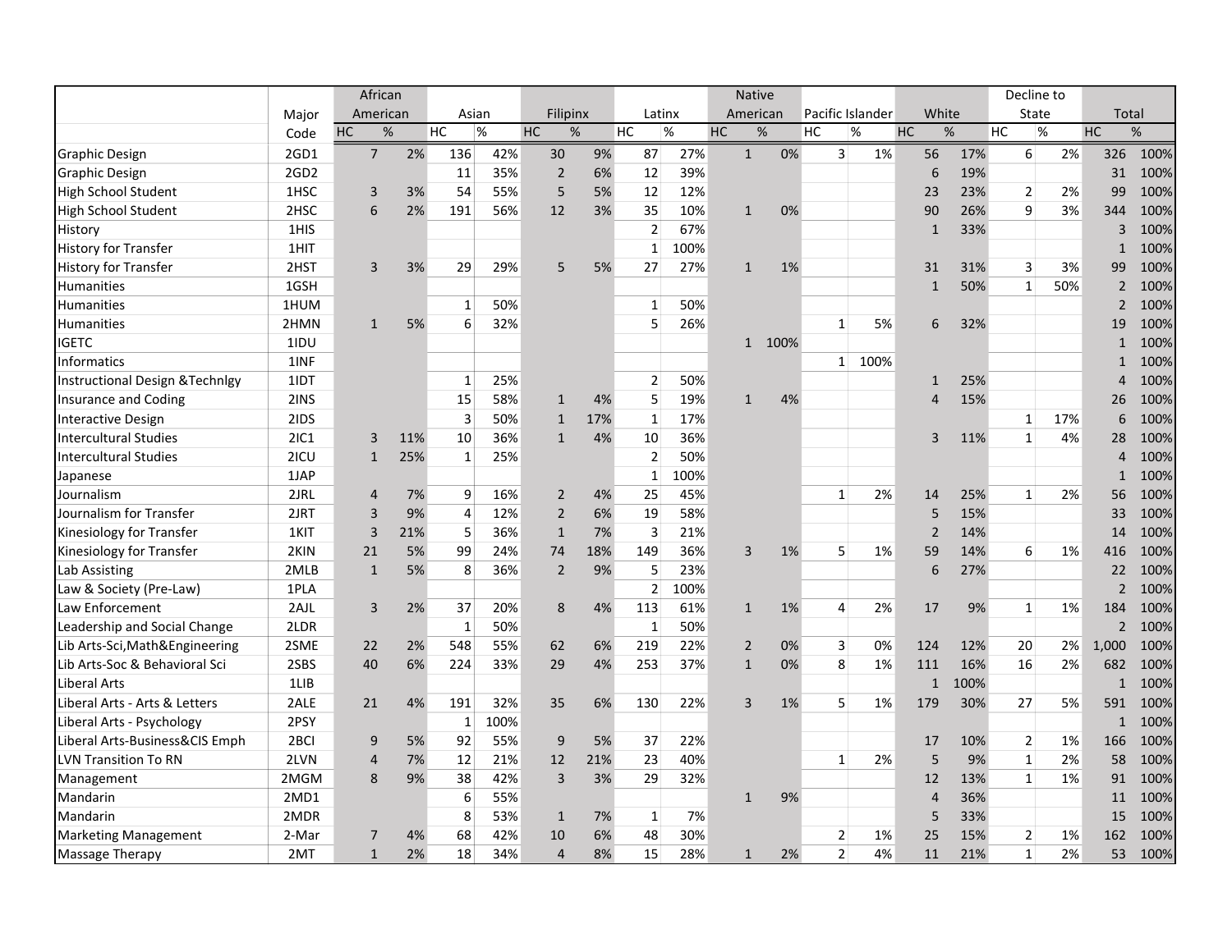| | Major Code | African American | | Asian | | Filipinx | | Latinx | | Native American | | Pacific Islander | | White | | Decline to State | | Total | |
|---|---|---|---|---|---|---|---|---|---|---|---|---|---|---|---|---|---|---|---|
| | | HC | % | HC | % | HC | % | HC | % | HC | % | HC | % | HC | % | HC | % | HC | % |
| Graphic Design | 2GD1 | 7 | 2% | 136 | 42% | 30 | 9% | 87 | 27% | 1 | 0% | 3 | 1% | 56 | 17% | 6 | 2% | 326 | 100% |
| Graphic Design | 2GD2 | | | 11 | 35% | 2 | 6% | 12 | 39% | | | | | 6 | 19% | | | 31 | 100% |
| High School Student | 1HSC | 3 | 3% | 54 | 55% | 5 | 5% | 12 | 12% | | | | | 23 | 23% | 2 | 2% | 99 | 100% |
| High School Student | 2HSC | 6 | 2% | 191 | 56% | 12 | 3% | 35 | 10% | 1 | 0% | | | 90 | 26% | 9 | 3% | 344 | 100% |
| History | 1HIS | | | | | | | 2 | 67% | | | | | 1 | 33% | | | 3 | 100% |
| History for Transfer | 1HIT | | | | | | | 1 | 100% | | | | | | | | | 1 | 100% |
| History for Transfer | 2HST | 3 | 3% | 29 | 29% | 5 | 5% | 27 | 27% | 1 | 1% | | | 31 | 31% | 3 | 3% | 99 | 100% |
| Humanities | 1GSH | | | | | | | | | | | | | 1 | 50% | 1 | 50% | 2 | 100% |
| Humanities | 1HUM | | | 1 | 50% | | | 1 | 50% | | | | | | | | | 2 | 100% |
| Humanities | 2HMN | 1 | 5% | 6 | 32% | | | 5 | 26% | | | 1 | 5% | 6 | 32% | | | 19 | 100% |
| IGETC | 1IDU | | | | | | | | | 1 | 100% | | | | | | | 1 | 100% |
| Informatics | 1INF | | | | | | | | | | | 1 | 100% | | | | | 1 | 100% |
| Instructional Design &Technlgy | 1IDT | | | 1 | 25% | | | 2 | 50% | | | | | 1 | 25% | | | 4 | 100% |
| Insurance and Coding | 2INS | | | 15 | 58% | 1 | 4% | 5 | 19% | 1 | 4% | | | 4 | 15% | | | 26 | 100% |
| Interactive Design | 2IDS | | | 3 | 50% | 1 | 17% | 1 | 17% | | | | | | | 1 | 17% | 6 | 100% |
| Intercultural Studies | 2IC1 | 3 | 11% | 10 | 36% | 1 | 4% | 10 | 36% | | | | | 3 | 11% | 1 | 4% | 28 | 100% |
| Intercultural Studies | 2ICU | 1 | 25% | 1 | 25% | | | 2 | 50% | | | | | | | | | 4 | 100% |
| Japanese | 1JAP | | | | | | | 1 | 100% | | | | | | | | | 1 | 100% |
| Journalism | 2JRL | 4 | 7% | 9 | 16% | 2 | 4% | 25 | 45% | | | 1 | 2% | 14 | 25% | 1 | 2% | 56 | 100% |
| Journalism for Transfer | 2JRT | 3 | 9% | 4 | 12% | 2 | 6% | 19 | 58% | | | | | 5 | 15% | | | 33 | 100% |
| Kinesiology for Transfer | 1KIT | 3 | 21% | 5 | 36% | 1 | 7% | 3 | 21% | | | | | 2 | 14% | | | 14 | 100% |
| Kinesiology for Transfer | 2KIN | 21 | 5% | 99 | 24% | 74 | 18% | 149 | 36% | 3 | 1% | 5 | 1% | 59 | 14% | 6 | 1% | 416 | 100% |
| Lab Assisting | 2MLB | 1 | 5% | 8 | 36% | 2 | 9% | 5 | 23% | | | | | 6 | 27% | | | 22 | 100% |
| Law & Society (Pre-Law) | 1PLA | | | | | | | 2 | 100% | | | | | | | | | 2 | 100% |
| Law Enforcement | 2AJL | 3 | 2% | 37 | 20% | 8 | 4% | 113 | 61% | 1 | 1% | 4 | 2% | 17 | 9% | 1 | 1% | 184 | 100% |
| Leadership and Social Change | 2LDR | | | 1 | 50% | | | 1 | 50% | | | | | | | | | 2 | 100% |
| Lib Arts-Sci,Math&Engineering | 2SME | 22 | 2% | 548 | 55% | 62 | 6% | 219 | 22% | 2 | 0% | 3 | 0% | 124 | 12% | 20 | 2% | 1,000 | 100% |
| Lib Arts-Soc & Behavioral Sci | 2SBS | 40 | 6% | 224 | 33% | 29 | 4% | 253 | 37% | 1 | 0% | 8 | 1% | 111 | 16% | 16 | 2% | 682 | 100% |
| Liberal Arts | 1LIB | | | | | | | | | | | | | 1 | 100% | | | 1 | 100% |
| Liberal Arts - Arts & Letters | 2ALE | 21 | 4% | 191 | 32% | 35 | 6% | 130 | 22% | 3 | 1% | 5 | 1% | 179 | 30% | 27 | 5% | 591 | 100% |
| Liberal Arts - Psychology | 2PSY | | | 1 | 100% | | | | | | | | | | | | | 1 | 100% |
| Liberal Arts-Business&CIS Emph | 2BCI | 9 | 5% | 92 | 55% | 9 | 5% | 37 | 22% | | | | | 17 | 10% | 2 | 1% | 166 | 100% |
| LVN Transition To RN | 2LVN | 4 | 7% | 12 | 21% | 12 | 21% | 23 | 40% | | | 1 | 2% | 5 | 9% | 1 | 2% | 58 | 100% |
| Management | 2MGM | 8 | 9% | 38 | 42% | 3 | 3% | 29 | 32% | | | | | 12 | 13% | 1 | 1% | 91 | 100% |
| Mandarin | 2MD1 | | | 6 | 55% | | | | | 1 | 9% | | | 4 | 36% | | | 11 | 100% |
| Mandarin | 2MDR | | | 8 | 53% | 1 | 7% | 1 | 7% | | | | | 5 | 33% | | | 15 | 100% |
| Marketing Management | 2-Mar | 7 | 4% | 68 | 42% | 10 | 6% | 48 | 30% | | | 2 | 1% | 25 | 15% | 2 | 1% | 162 | 100% |
| Massage Therapy | 2MT | 1 | 2% | 18 | 34% | 4 | 8% | 15 | 28% | 1 | 2% | 2 | 4% | 11 | 21% | 1 | 2% | 53 | 100% |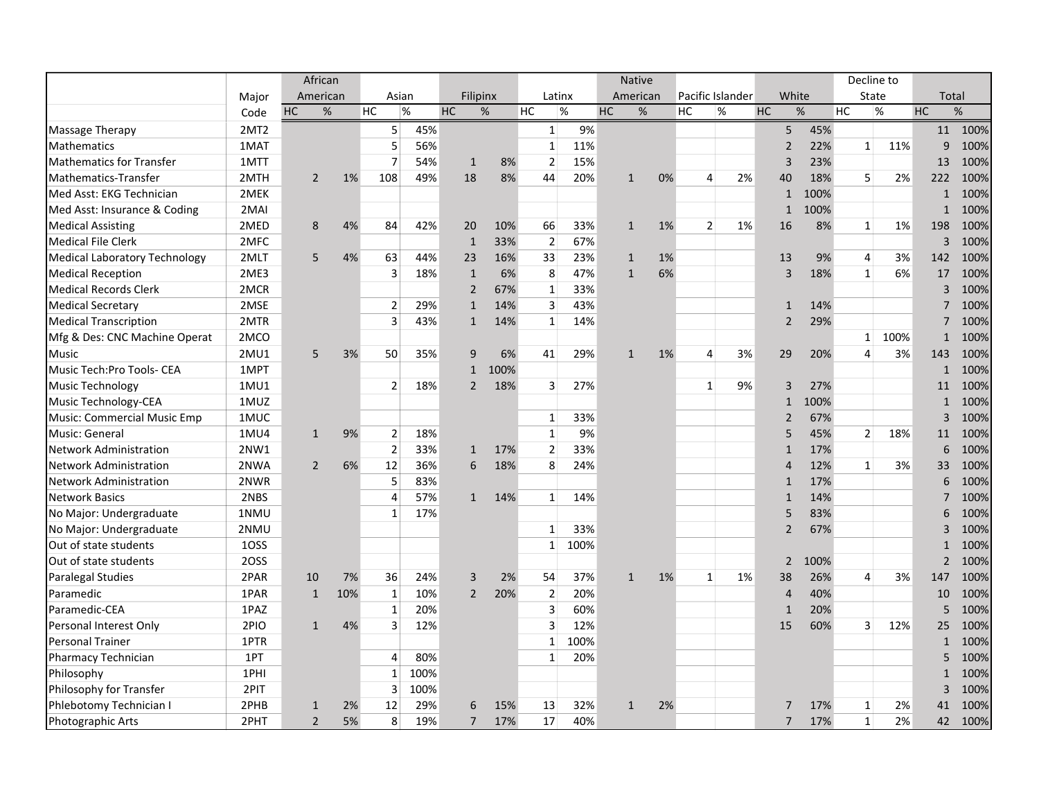| | Major Code | African American | | Asian | | Filipinx | | Latinx | | Native American | | Pacific Islander | | White | | Decline to State | | Total | |
|---|---|---|---|---|---|---|---|---|---|---|---|---|---|---|---|---|---|---|---|
| | | HC | % | HC | % | HC | % | HC | % | HC | % | HC | % | HC | % | HC | % | HC | % |
| Massage Therapy | 2MT2 | | | 5 | 45% | | | 1 | 9% | | | | | 5 | 45% | | | 11 | 100% |
| Mathematics | 1MAT | | | 5 | 56% | | | 1 | 11% | | | | | 2 | 22% | 1 | 11% | 9 | 100% |
| Mathematics for Transfer | 1MTT | | | 7 | 54% | 1 | 8% | 2 | 15% | | | | | 3 | 23% | | | 13 | 100% |
| Mathematics-Transfer | 2MTH | 2 | 1% | 108 | 49% | 18 | 8% | 44 | 20% | 1 | 0% | 4 | 2% | 40 | 18% | 5 | 2% | 222 | 100% |
| Med Asst: EKG Technician | 2MEK | | | | | | | | | | | | | 1 | 100% | | | 1 | 100% |
| Med Asst: Insurance & Coding | 2MAI | | | | | | | | | | | | | 1 | 100% | | | 1 | 100% |
| Medical Assisting | 2MED | 8 | 4% | 84 | 42% | 20 | 10% | 66 | 33% | 1 | 1% | 2 | 1% | 16 | 8% | 1 | 1% | 198 | 100% |
| Medical File Clerk | 2MFC | | | | | 1 | 33% | 2 | 67% | | | | | | | | | 3 | 100% |
| Medical Laboratory Technology | 2MLT | 5 | 4% | 63 | 44% | 23 | 16% | 33 | 23% | 1 | 1% | | | 13 | 9% | 4 | 3% | 142 | 100% |
| Medical Reception | 2ME3 | | | 3 | 18% | 1 | 6% | 8 | 47% | 1 | 6% | | | 3 | 18% | 1 | 6% | 17 | 100% |
| Medical Records Clerk | 2MCR | | | | | 2 | 67% | 1 | 33% | | | | | | | | | 3 | 100% |
| Medical Secretary | 2MSE | | | 2 | 29% | 1 | 14% | 3 | 43% | | | | | 1 | 14% | | | 7 | 100% |
| Medical Transcription | 2MTR | | | 3 | 43% | 1 | 14% | 1 | 14% | | | | | 2 | 29% | | | 7 | 100% |
| Mfg & Des: CNC Machine Operat | 2MCO | | | | | | | | | | | | | | | 1 | 100% | 1 | 100% |
| Music | 2MU1 | 5 | 3% | 50 | 35% | 9 | 6% | 41 | 29% | 1 | 1% | 4 | 3% | 29 | 20% | 4 | 3% | 143 | 100% |
| Music Tech:Pro Tools- CEA | 1MPT | | | | | 1 | 100% | | | | | | | | | | | 1 | 100% |
| Music Technology | 1MU1 | | | 2 | 18% | 2 | 18% | 3 | 27% | | | 1 | 9% | 3 | 27% | | | 11 | 100% |
| Music Technology-CEA | 1MUZ | | | | | | | | | | | | | 1 | 100% | | | 1 | 100% |
| Music: Commercial Music Emp | 1MUC | | | | | | | 1 | 33% | | | | | 2 | 67% | | | 3 | 100% |
| Music: General | 1MU4 | 1 | 9% | 2 | 18% | | | 1 | 9% | | | | | 5 | 45% | 2 | 18% | 11 | 100% |
| Network Administration | 2NW1 | | | 2 | 33% | 1 | 17% | 2 | 33% | | | | | 1 | 17% | | | 6 | 100% |
| Network Administration | 2NWA | 2 | 6% | 12 | 36% | 6 | 18% | 8 | 24% | | | | | 4 | 12% | 1 | 3% | 33 | 100% |
| Network Administration | 2NWR | | | 5 | 83% | | | | | | | | | 1 | 17% | | | 6 | 100% |
| Network Basics | 2NBS | | | 4 | 57% | 1 | 14% | 1 | 14% | | | | | 1 | 14% | | | 7 | 100% |
| No Major: Undergraduate | 1NMU | | | 1 | 17% | | | | | | | | | 5 | 83% | | | 6 | 100% |
| No Major: Undergraduate | 2NMU | | | | | | | 1 | 33% | | | | | 2 | 67% | | | 3 | 100% |
| Out of state students | 1OSS | | | | | | | 1 | 100% | | | | | | | | | 1 | 100% |
| Out of state students | 2OSS | | | | | | | | | | | | | 2 | 100% | | | 2 | 100% |
| Paralegal Studies | 2PAR | 10 | 7% | 36 | 24% | 3 | 2% | 54 | 37% | 1 | 1% | 1 | 1% | 38 | 26% | 4 | 3% | 147 | 100% |
| Paramedic | 1PAR | 1 | 10% | 1 | 10% | 2 | 20% | 2 | 20% | | | | | 4 | 40% | | | 10 | 100% |
| Paramedic-CEA | 1PAZ | | | 1 | 20% | | | 3 | 60% | | | | | 1 | 20% | | | 5 | 100% |
| Personal Interest Only | 2PIO | 1 | 4% | 3 | 12% | | | 3 | 12% | | | | | 15 | 60% | 3 | 12% | 25 | 100% |
| Personal Trainer | 1PTR | | | | | | | 1 | 100% | | | | | | | | | 1 | 100% |
| Pharmacy Technician | 1PT | | | 4 | 80% | | | 1 | 20% | | | | | | | | | 5 | 100% |
| Philosophy | 1PHI | | | 1 | 100% | | | | | | | | | | | | | 1 | 100% |
| Philosophy for Transfer | 2PIT | | | 3 | 100% | | | | | | | | | | | | | 3 | 100% |
| Phlebotomy Technician I | 2PHB | 1 | 2% | 12 | 29% | 6 | 15% | 13 | 32% | 1 | 2% | | | 7 | 17% | 1 | 2% | 41 | 100% |
| Photographic Arts | 2PHT | 2 | 5% | 8 | 19% | 7 | 17% | 17 | 40% | | | | | 7 | 17% | 1 | 2% | 42 | 100% |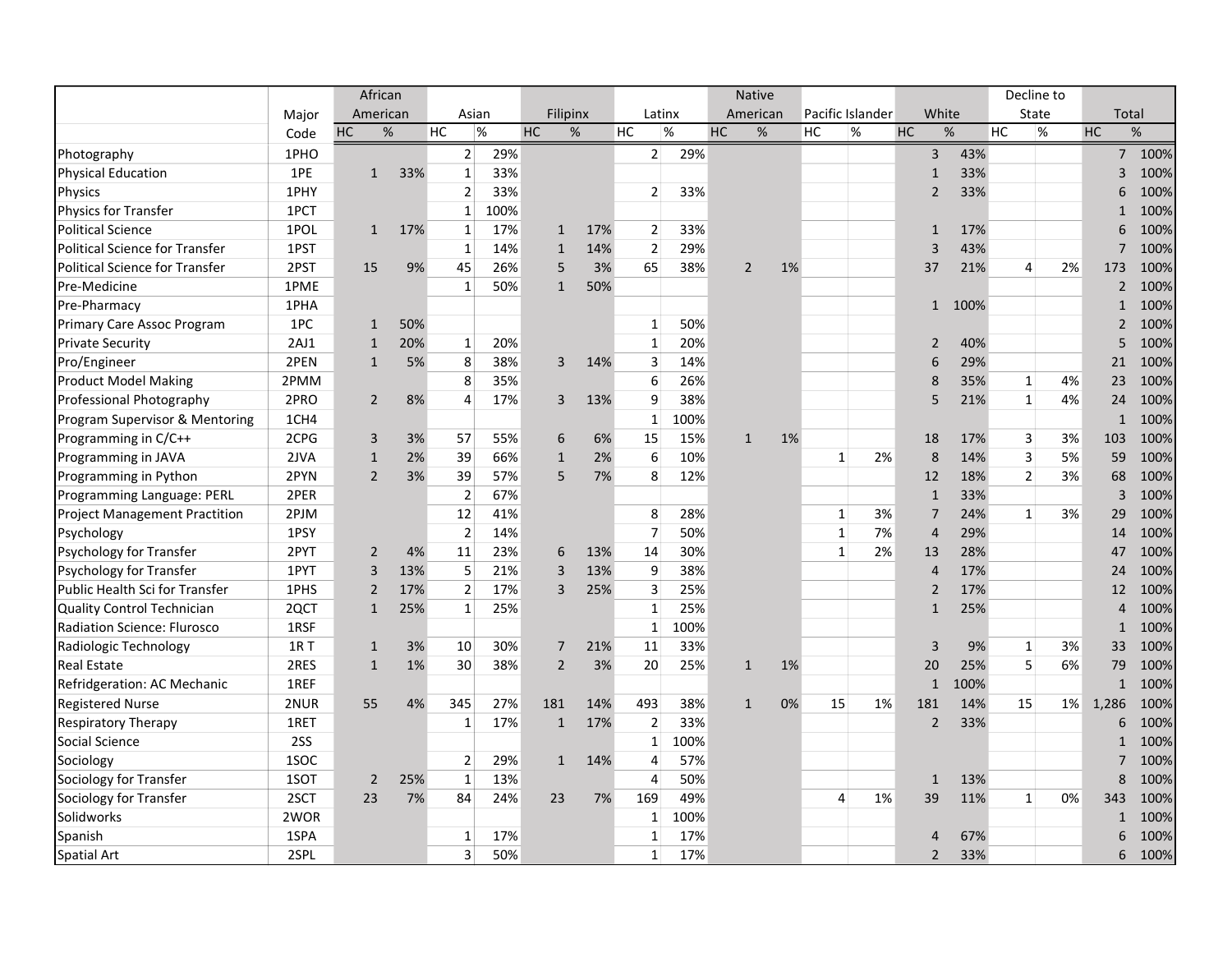| | Major Code | African American | | Asian | | Filipinx | | Latinx | | Native American | | Pacific Islander | | White | | Decline to State | | Total | |
|---|---|---|---|---|---|---|---|---|---|---|---|---|---|---|---|---|---|---|---|
| | | HC | % | HC | % | HC | % | HC | % | HC | % | HC | % | HC | % | HC | % | HC | % |
| Photography | 1PHO | | | 2 | 29% | | | 2 | 29% | | | | | 3 | 43% | | | 7 | 100% |
| Physical Education | 1PE | 1 | 33% | 1 | 33% | | | | | | | | | 1 | 33% | | | 3 | 100% |
| Physics | 1PHY | | | 2 | 33% | | | 2 | 33% | | | | | 2 | 33% | | | 6 | 100% |
| Physics for Transfer | 1PCT | | | 1 | 100% | | | | | | | | | | | | | 1 | 100% |
| Political Science | 1POL | 1 | 17% | 1 | 17% | 1 | 17% | 2 | 33% | | | | | 1 | 17% | | | 6 | 100% |
| Political Science for Transfer | 1PST | | | 1 | 14% | 1 | 14% | 2 | 29% | | | | | 3 | 43% | | | 7 | 100% |
| Political Science for Transfer | 2PST | 15 | 9% | 45 | 26% | 5 | 3% | 65 | 38% | 2 | 1% | | | 37 | 21% | 4 | 2% | 173 | 100% |
| Pre-Medicine | 1PME | | | 1 | 50% | 1 | 50% | | | | | | | | | | | 2 | 100% |
| Pre-Pharmacy | 1PHA | | | | | | | | | | | | | 1 | 100% | | | 1 | 100% |
| Primary Care Assoc Program | 1PC | 1 | 50% | | | | | 1 | 50% | | | | | | | | | 2 | 100% |
| Private Security | 2AJ1 | 1 | 20% | 1 | 20% | | | 1 | 20% | | | | | 2 | 40% | | | 5 | 100% |
| Pro/Engineer | 2PEN | 1 | 5% | 8 | 38% | 3 | 14% | 3 | 14% | | | | | 6 | 29% | | | 21 | 100% |
| Product Model Making | 2PMM | | | 8 | 35% | | | 6 | 26% | | | | | 8 | 35% | 1 | 4% | 23 | 100% |
| Professional Photography | 2PRO | 2 | 8% | 4 | 17% | 3 | 13% | 9 | 38% | | | | | 5 | 21% | 1 | 4% | 24 | 100% |
| Program Supervisor & Mentoring | 1CH4 | | | | | | | 1 | 100% | | | | | | | | | 1 | 100% |
| Programming in C/C++ | 2CPG | 3 | 3% | 57 | 55% | 6 | 6% | 15 | 15% | 1 | 1% | | | 18 | 17% | 3 | 3% | 103 | 100% |
| Programming in JAVA | 2JVA | 1 | 2% | 39 | 66% | 1 | 2% | 6 | 10% | | | 1 | 2% | 8 | 14% | 3 | 5% | 59 | 100% |
| Programming in Python | 2PYN | 2 | 3% | 39 | 57% | 5 | 7% | 8 | 12% | | | | | 12 | 18% | 2 | 3% | 68 | 100% |
| Programming Language: PERL | 2PER | | | 2 | 67% | | | | | | | | | 1 | 33% | | | 3 | 100% |
| Project Management Practition | 2PJM | | | 12 | 41% | | | 8 | 28% | | | 1 | 3% | 7 | 24% | 1 | 3% | 29 | 100% |
| Psychology | 1PSY | | | 2 | 14% | | | 7 | 50% | | | 1 | 7% | 4 | 29% | | | 14 | 100% |
| Psychology for Transfer | 2PYT | 2 | 4% | 11 | 23% | 6 | 13% | 14 | 30% | | | 1 | 2% | 13 | 28% | | | 47 | 100% |
| Psychology for Transfer | 1PYT | 3 | 13% | 5 | 21% | 3 | 13% | 9 | 38% | | | | | 4 | 17% | | | 24 | 100% |
| Public Health Sci for Transfer | 1PHS | 2 | 17% | 2 | 17% | 3 | 25% | 3 | 25% | | | | | 2 | 17% | | | 12 | 100% |
| Quality Control Technician | 2QCT | 1 | 25% | 1 | 25% | | | 1 | 25% | | | | | 1 | 25% | | | 4 | 100% |
| Radiation Science: Flurosco | 1RSF | | | | | | | 1 | 100% | | | | | | | | | 1 | 100% |
| Radiologic Technology | 1R T | 1 | 3% | 10 | 30% | 7 | 21% | 11 | 33% | | | | | 3 | 9% | 1 | 3% | 33 | 100% |
| Real Estate | 2RES | 1 | 1% | 30 | 38% | 2 | 3% | 20 | 25% | 1 | 1% | | | 20 | 25% | 5 | 6% | 79 | 100% |
| Refridgeration: AC Mechanic | 1REF | | | | | | | | | | | | | 1 | 100% | | | 1 | 100% |
| Registered Nurse | 2NUR | 55 | 4% | 345 | 27% | 181 | 14% | 493 | 38% | 1 | 0% | 15 | 1% | 181 | 14% | 15 | 1% | 1,286 | 100% |
| Respiratory Therapy | 1RET | | | 1 | 17% | 1 | 17% | 2 | 33% | | | | | 2 | 33% | | | 6 | 100% |
| Social Science | 2SS | | | | | | | 1 | 100% | | | | | | | | | 1 | 100% |
| Sociology | 1SOC | | | 2 | 29% | 1 | 14% | 4 | 57% | | | | | | | | | 7 | 100% |
| Sociology for Transfer | 1SOT | 2 | 25% | 1 | 13% | | | 4 | 50% | | | | | 1 | 13% | | | 8 | 100% |
| Sociology for Transfer | 2SCT | 23 | 7% | 84 | 24% | 23 | 7% | 169 | 49% | | | 4 | 1% | 39 | 11% | 1 | 0% | 343 | 100% |
| Solidworks | 2WOR | | | | | | | 1 | 100% | | | | | | | | | 1 | 100% |
| Spanish | 1SPA | | | 1 | 17% | | | 1 | 17% | | | | | 4 | 67% | | | 6 | 100% |
| Spatial Art | 2SPL | | | 3 | 50% | | | 1 | 17% | | | | | 2 | 33% | | | 6 | 100% |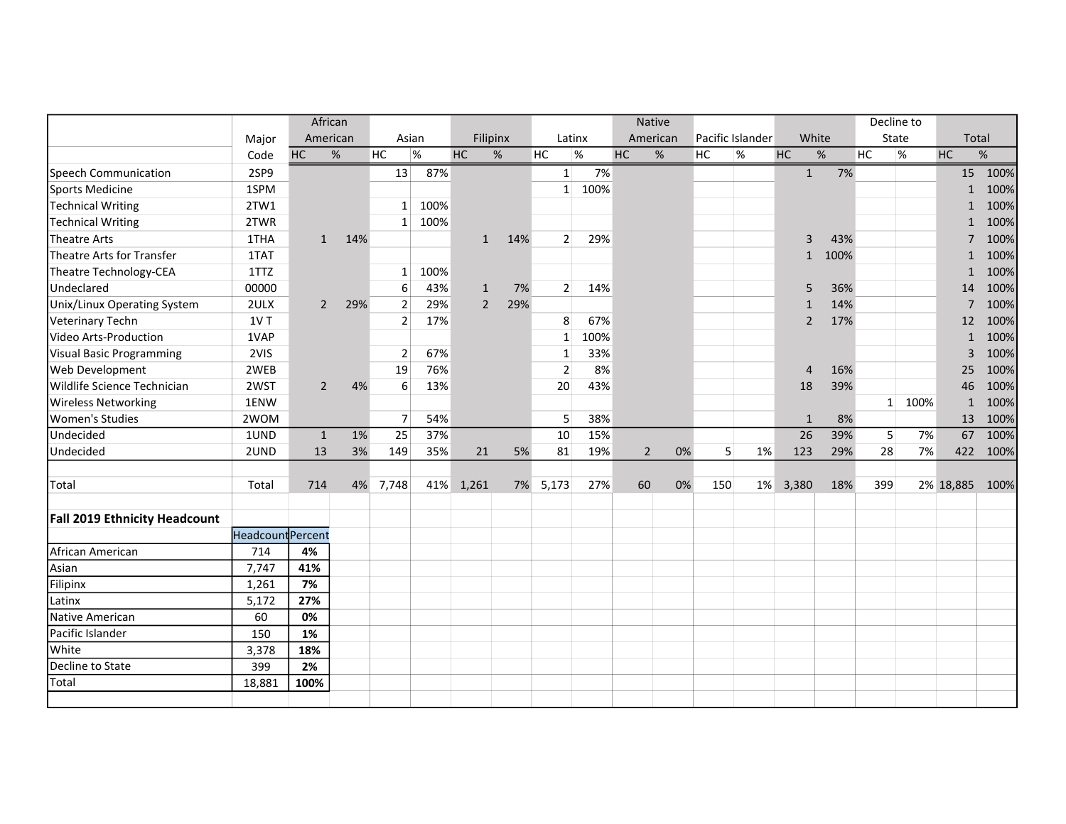| | Major Code | African American | | Asian | | Filipinx | | Latinx | | Native American | | Pacific Islander | | White | | Decline to State | | Total | |
|---|---|---|---|---|---|---|---|---|---|---|---|---|---|---|---|---|---|---|---|
| | | HC | % | HC | % | HC | % | HC | % | HC | % | HC | % | HC | % | HC | % | HC | % |
| Speech Communication | 2SP9 | | | 13 | 87% | | | 1 | 7% | | | | | 1 | 7% | | | 15 | 100% |
| Sports Medicine | 1SPM | | | | | | | 1 | 100% | | | | | | | | | 1 | 100% |
| Technical Writing | 2TW1 | | | 1 | 100% | | | | | | | | | | | | | 1 | 100% |
| Technical Writing | 2TWR | | | 1 | 100% | | | | | | | | | | | | | 1 | 100% |
| Theatre Arts | 1THA | 1 | 14% | | | 1 | 14% | 2 | 29% | | | | | 3 | 43% | | | 7 | 100% |
| Theatre Arts for Transfer | 1TAT | | | | | | | | | | | | | 1 | 100% | | | 1 | 100% |
| Theatre Technology-CEA | 1TTZ | | | 1 | 100% | | | | | | | | | | | | | 1 | 100% |
| Undeclared | 00000 | | | 6 | 43% | 1 | 7% | 2 | 14% | | | | | 5 | 36% | | | 14 | 100% |
| Unix/Linux Operating System | 2ULX | 2 | 29% | 2 | 29% | 2 | 29% | | | | | | | 1 | 14% | | | 7 | 100% |
| Veterinary Techn | 1V T | | | 2 | 17% | | | 8 | 67% | | | | | 2 | 17% | | | 12 | 100% |
| Video Arts-Production | 1VAP | | | | | | | 1 | 100% | | | | | | | | | 1 | 100% |
| Visual Basic Programming | 2VIS | | | 2 | 67% | | | 1 | 33% | | | | | | | | | 3 | 100% |
| Web Development | 2WEB | | | 19 | 76% | | | 2 | 8% | | | | | 4 | 16% | | | 25 | 100% |
| Wildlife Science Technician | 2WST | 2 | 4% | 6 | 13% | | | 20 | 43% | | | | | 18 | 39% | | | 46 | 100% |
| Wireless Networking | 1ENW | | | | | | | | | | | | | | | 1 | 100% | 1 | 100% |
| Women's Studies | 2WOM | | | 7 | 54% | | | 5 | 38% | | | | | 1 | 8% | | | 13 | 100% |
| Undecided | 1UND | 1 | 1% | 25 | 37% | | | 10 | 15% | | | | | 26 | 39% | 5 | 7% | 67 | 100% |
| Undecided | 2UND | 13 | 3% | 149 | 35% | 21 | 5% | 81 | 19% | 2 | 0% | 5 | 1% | 123 | 29% | 28 | 7% | 422 | 100% |
| Total | Total | 714 | 4% | 7,748 | 41% | 1,261 | 7% | 5,173 | 27% | 60 | 0% | 150 | 1% | 3,380 | 18% | 399 | 2% | 18,885 | 100% |

**Fall 2019 Ethnicity Headcount**

| | Headcount | Percent |
|---|---|---|
| African American | 714 | **4%** |
| Asian | 7,747 | **41%** |
| Filipinx | 1,261 | **7%** |
| Latinx | 5,172 | **27%** |
| Native American | 60 | **0%** |
| Pacific Islander | 150 | **1%** |
| White | 3,378 | **18%** |
| Decline to State | 399 | **2%** |
| Total | 18,881 | **100%** |